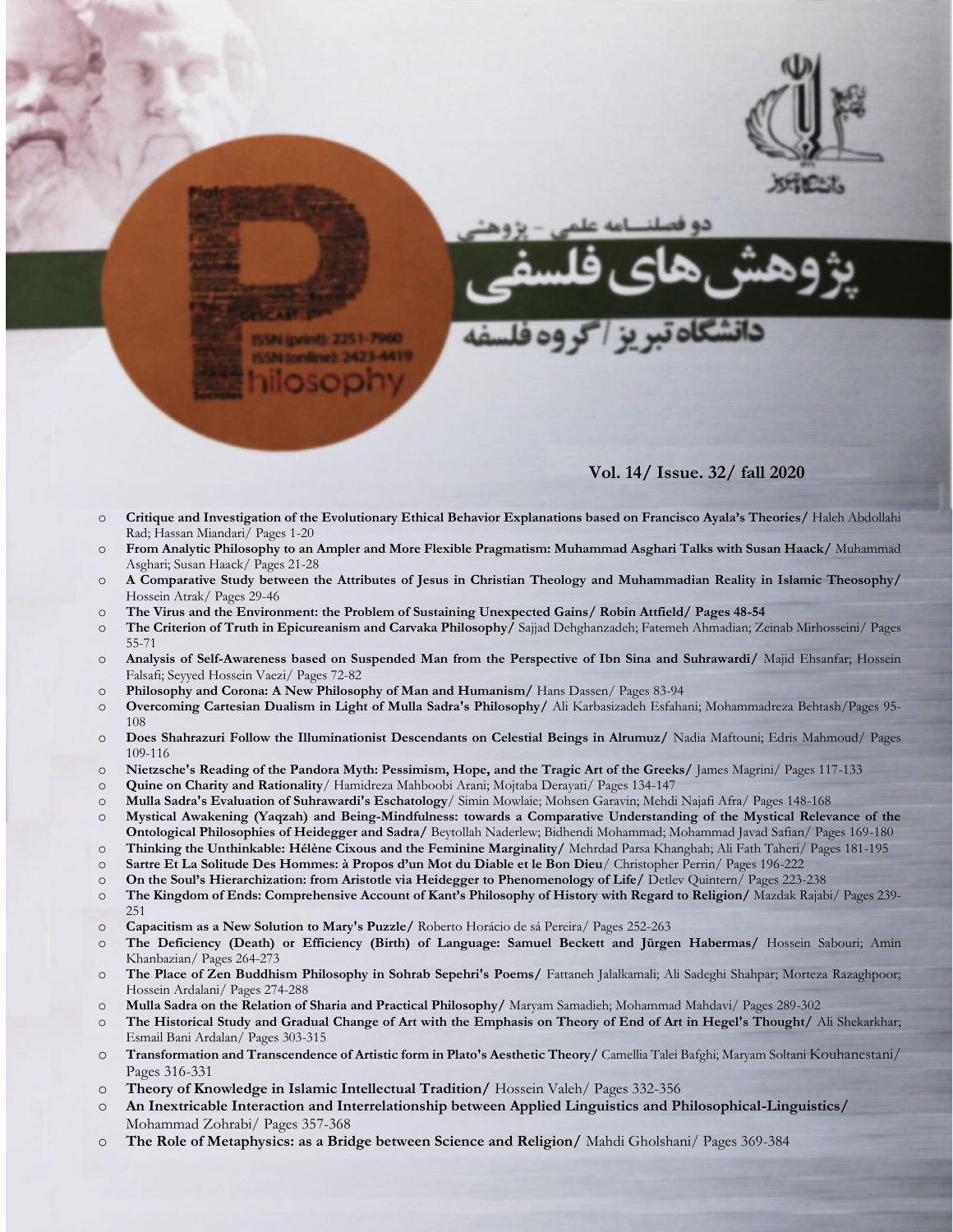دو فصلنامه علمی - پژوهشی

# پژوهش‌های فلسفی

دانشگاه تبریز / گروه فلسفه

ISSN (print): 2251-7960
ISSN (online): 2423-4419

Philosophy

**Vol. 14/ Issue. 32/ fall 2020**

- **Critique and Investigation of the Evolutionary Ethical Behavior Explanations based on Francisco Ayala's Theories/** Haleh Abdollahi Rad; Hassan Miandari/ Pages 1-20
- **From Analytic Philosophy to an Ampler and More Flexible Pragmatism: Muhammad Asghari Talks with Susan Haack/** Muhammad Asghari; Susan Haack/ Pages 21-28
- **A Comparative Study between the Attributes of Jesus in Christian Theology and Muhammadian Reality in Islamic Theosophy/** Hossein Atrak/ Pages 29-46
- **The Virus and the Environment: the Problem of Sustaining Unexpected Gains/ Robin Attfield/ Pages 48-54**
- **The Criterion of Truth in Epicureanism and Carvaka Philosophy/** Sajjad Dehghanzadeh; Fatemeh Ahmadian; Zeinab Mirhosseini/ Pages 55-71
- **Analysis of Self-Awareness based on Suspended Man from the Perspective of Ibn Sina and Suhrawardi/** Majid Ehsanfar; Hossein Falsafi; Seyyed Hossein Vaezi/ Pages 72-82
- **Philosophy and Corona: A New Philosophy of Man and Humanism/** Hans Dassen/ Pages 83-94
- **Overcoming Cartesian Dualism in Light of Mulla Sadra's Philosophy/** Ali Karbasizadeh Esfahani; Mohammadreza Behtash/Pages 95-108
- **Does Shahrazuri Follow the Illuminationist Descendants on Celestial Beings in Alrumuz/** Nadia Maftouni; Edris Mahmoud/ Pages 109-116
- **Nietzsche's Reading of the Pandora Myth: Pessimism, Hope, and the Tragic Art of the Greeks/** James Magrini/ Pages 117-133
- **Quine on Charity and Rationality**/ Hamidreza Mahboobi Arani; Mojtaba Derayati/ Pages 134-147
- **Mulla Sadra's Evaluation of Suhrawardi's Eschatology**/ Simin Mowlaie; Mohsen Garavin; Mehdi Najafi Afra/ Pages 148-168
- **Mystical Awakening (Yaqzah) and Being-Mindfulness: towards a Comparative Understanding of the Mystical Relevance of the Ontological Philosophies of Heidegger and Sadra/** Beytollah Naderlew; Bidhendi Mohammad; Mohammad Javad Safian/ Pages 169-180
- **Thinking the Unthinkable: Hélène Cixous and the Feminine Marginality/** Mehrdad Parsa Khanghah; Ali Fath Taheri/ Pages 181-195
- **Sartre Et La Solitude Des Hommes: à Propos d'un Mot du Diable et le Bon Dieu**/ Christopher Perrin/ Pages 196-222
- **On the Soul's Hierarchization: from Aristotle via Heidegger to Phenomenology of Life/** Detlev Quintern/ Pages 223-238
- **The Kingdom of Ends: Comprehensive Account of Kant's Philosophy of History with Regard to Religion/** Mazdak Rajabi/ Pages 239-251
- **Capacitism as a New Solution to Mary's Puzzle/** Roberto Horácio de sá Pereira/ Pages 252-263
- **The Deficiency (Death) or Efficiency (Birth) of Language: Samuel Beckett and Jürgen Habermas/** Hossein Sabouri; Amin Khanbazian/ Pages 264-273
- **The Place of Zen Buddhism Philosophy in Sohrab Sepehri's Poems/** Fattaneh Jalalkamali; Ali Sadeghi Shahpar; Morteza Razaghpoor; Hossein Ardalani/ Pages 274-288
- **Mulla Sadra on the Relation of Sharia and Practical Philosophy/** Maryam Samadieh; Mohammad Mahdavi/ Pages 289-302
- **The Historical Study and Gradual Change of Art with the Emphasis on Theory of End of Art in Hegel's Thought/** Ali Shekarkhar; Esmail Bani Ardalan/ Pages 303-315
- **Transformation and Transcendence of Artistic form in Plato's Aesthetic Theory/** Camellia Talei Bafghi; Maryam Soltani Kouhanestani/ Pages 316-331
- **Theory of Knowledge in Islamic Intellectual Tradition/** Hossein Valeh/ Pages 332-356
- **An Inextricable Interaction and Interrelationship between Applied Linguistics and Philosophical-Linguistics/** Mohammad Zohrabi/ Pages 357-368
- **The Role of Metaphysics: as a Bridge between Science and Religion/** Mahdi Gholshani/ Pages 369-384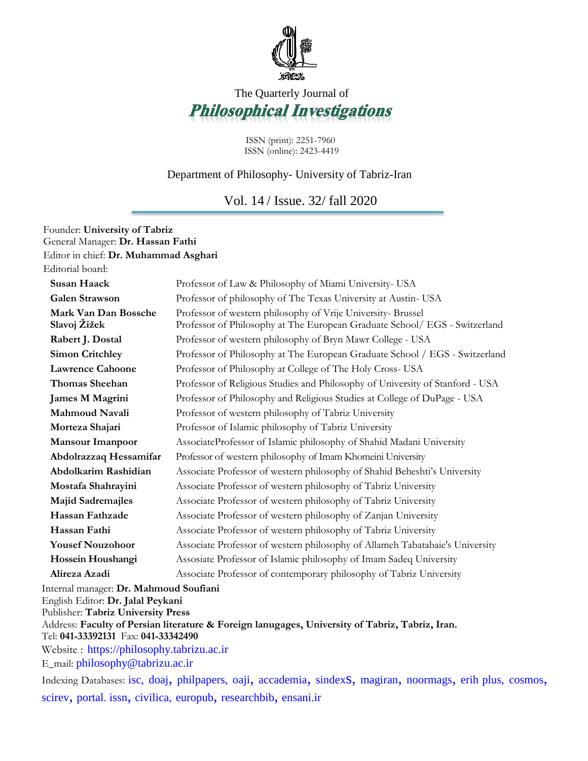The Quarterly Journal of

# Philosophical Investigations

ISSN (print): 2251-7960
ISSN (online): 2423-4419

Department of Philosophy- University of Tabriz-Iran

Vol. 14 / Issue. 32/ fall 2020

Founder: **University of Tabriz**
General Manager: **Dr. Hassan Fathi**
Editor in chief: **Dr. Muhammad Asghari**
Editorial board:

| | |
|---|---|
| **Susan Haack** | Professor of Law & Philosophy of Miami University- USA |
| **Galen Strawson** | Professor of philosophy of The Texas University at Austin- USA |
| **Mark Van Dan Bossche** | Professor of western philosophy of Vrije University- Brussel |
| **Slavoj Žižek** | Professor of Philosophy at The European Graduate School/ EGS - Switzerland |
| **Rabert J. Dostal** | Professor of western philosophy of Bryn Mawr College - USA |
| **Simon Critchley** | Professor of Philosophy at The European Graduate School / EGS - Switzerland |
| **Lawrence Cahoone** | Professor of Philosophy at College of The Holy Cross- USA |
| **Thomas Sheehan** | Professor of Religious Studies and Philosophy of University of Stanford - USA |
| **James M Magrini** | Professor of Philosophy and Religious Studies at College of DuPage - USA |
| **Mahmoud Navali** | Professor of western philosophy of Tabriz University |
| **Morteza Shajari** | Professor of Islamic philosophy of Tabriz University |
| **Mansour Imanpoor** | AssociateProfessor of Islamic philosophy of Shahid Madani University |
| **Abdolrazzaq Hessamifar** | Professor of western philosophy of Imam Khomeini University |
| **Abdolkarim Rashidian** | Associate Professor of western philosophy of Shahid Beheshti's University |
| **Mostafa Shahrayini** | Associate Professor of western philosophy of Tabriz University |
| **Majid Sadremajles** | Associate Professor of western philosophy of Tabriz University |
| **Hassan Fathzade** | Associate Professor of western philosophy of Zanjan University |
| **Hassan Fathi** | Associate Professor of western philosophy of Tabriz University |
| **Yousef Nouzohoor** | Associate Professor of western philosophy of Allameh Tabatabaie's University |
| **Hossein Houshangi** | Assosiate Professor of Islamic philosophy of Imam Sadeq University |
| **Alireza Azadi** | Associate Professor of contemporary philosophy of Tabriz University |

Internal manager: **Dr. Mahmoud Soufiani**
English Editor: **Dr. Jalal Peykani**
Publisher: **Tabriz University Press**
Address: **Faculty of Persian literature & Foreign lanugages, University of Tabriz, Tabriz, Iran.**
Tel: **041-33392131** Fax: **041-33342490**
Website : https://philosophy.tabrizu.ac.ir
E_mail: philosophy@tabrizu.ac.ir

Indexing Databases: isc, doaj, philpapers, oaji, accademia, sindexS, magiran, noormags, erih plus, cosmos, scirev, portal. issn, civilica, europub, researchbib, ensani.ir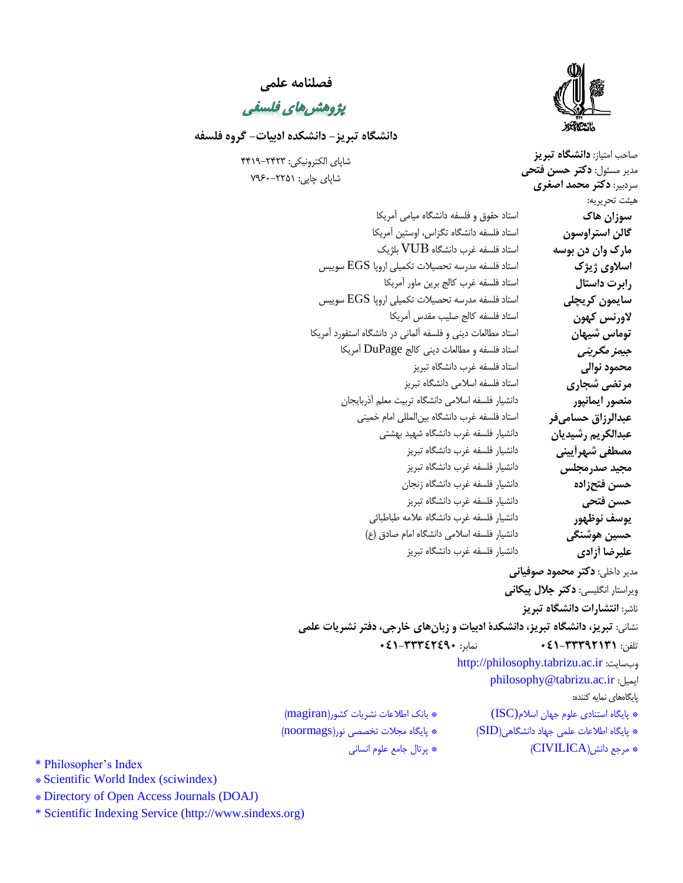# فصلنامه علمی

## پژوهش‌های فلسفی

### دانشگاه تبریز- دانشکده ادبیات- گروه فلسفه

شاپای الکترونیکی: ۲۴۲۳-۴۴۱۹

شاپای چاپی: ۲۲۵۱-۷۹۶۰

صاحب امتیاز: **دانشگاه تبریز**

مدیر مسئول: **دکتر حسن فتحی**

سردبیر: **دکتر محمد اصغری**

هیئت تحریریه:

| | |
|---|---|
| **سوزان هاک** | استاد حقوق و فلسفه دانشگاه میامی آمریکا |
| **گالن استراوسون** | استاد فلسفه دانشگاه تگزاس، اوستین آمریکا |
| **مارک وان دن بوسه** | استاد فلسفه غرب دانشگاه VUB بلژیک |
| **اسلاوی ژیژک** | استاد فلسفه مدرسه تحصیلات تکمیلی اروپا EGS سوییس |
| **رابرت داستال** | استاد فلسفه غرب کالج برین ماور آمریکا |
| **سایمون کریچلی** | استاد فلسفه مدرسه تحصیلات تکمیلی اروپا EGS سوییس |
| **لاورنس کهون** | استاد فلسفه کالج صلیب مقدس آمریکا |
| **توماس شیهان** | استاد مطالعات دینی و فلسفه آلمانی در دانشگاه استفورد آمریکا |
| ***جیمز مگرینی*** | استاد فلسفه و مطالعات دینی کالج DuPage آمریکا |
| **محمود نوالی** | استاد فلسفه غرب دانشگاه تبریز |
| **مرتضی شجاری** | استاد فلسفه اسلامی دانشگاه تبریز |
| **منصور ایمانپور** | دانشیار فلسفه اسلامی دانشگاه تربیت معلم آذربایجان |
| **عبدالرزاق حسامی‌فر** | استاد فلسفه غرب دانشگاه بین‌المللی امام خمینی |
| **عبدالکریم رشیدیان** | دانشیار فلسفه غرب دانشگاه شهید بهشتی |
| **مصطفی شهرآیینی** | دانشیار فلسفه غرب دانشگاه تبریز |
| **مجید صدرمجلس** | دانشیار فلسفه غرب دانشگاه تبریز |
| **حسن فتح‌زاده** | دانشیار فلسفه غرب دانشگاه زنجان |
| **حسن فتحی** | دانشیار فلسفه غرب دانشگاه تبریز |
| **یوسف نوظهور** | دانشیار فلسفه غرب دانشگاه علامه طباطبائی |
| **حسین هوشنگی** | دانشیار فلسفه اسلامی دانشگاه امام صادق (ع) |
| **علیرضا آزادی** | دانشیار فلسفه غرب دانشگاه تبریز |

مدیر داخلی: **دکتر محمود صوفیانی**

ویراستار انگلیسی: **دکتر جلال پیکانی**

ناشر: **انتشارات دانشگاه تبریز**

نشانی: **تبریز، دانشگاه تبریز، دانشکدهٔ ادبیات و زبان‌های خارجی، دفتر نشریات علمی**

تلفن: **۰۴۱-۳۳۳۹۲۱۳۱** نمابر: **۰۴۱-۳۳۳۴۲۴۹۰**

وب‌سایت: http://philosophy.tabrizu.ac.ir

ایمیل: philosophy@tabrizu.ac.ir

پایگاه‌های نمایه کننده:

* پایگاه استنادی علوم جهان اسلام(ISC)
* پایگاه اطلاعات علمی جهاد دانشگاهی(SID)
* مرجع دانش(CIVILICA)
* بانک اطلاعات نشریات کشور(magiran)
* پایگاه مجلات تخصصی نور(noormags)
* پرتال جامع علوم انسانی

* Philosopher's Index
* Scientific World Index (sciwindex)
* Directory of Open Access Journals (DOAJ)
* Scientific Indexing Service (http://www.sindexs.org)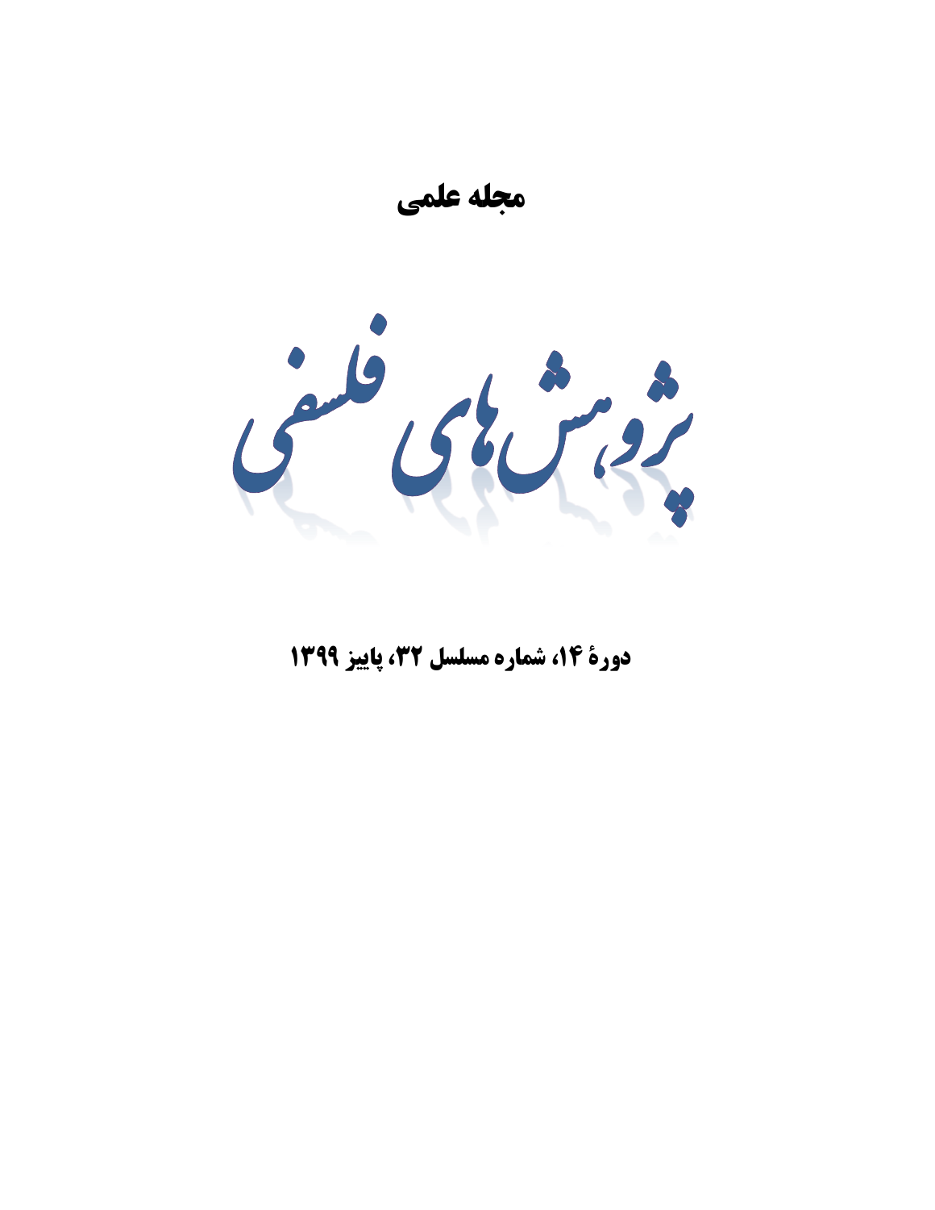مجله علمی

# پژوهش‌های فلسفی

**دورۀ ۱۴، شماره مسلسل ۳۲، پاییز ۱۳۹۹**